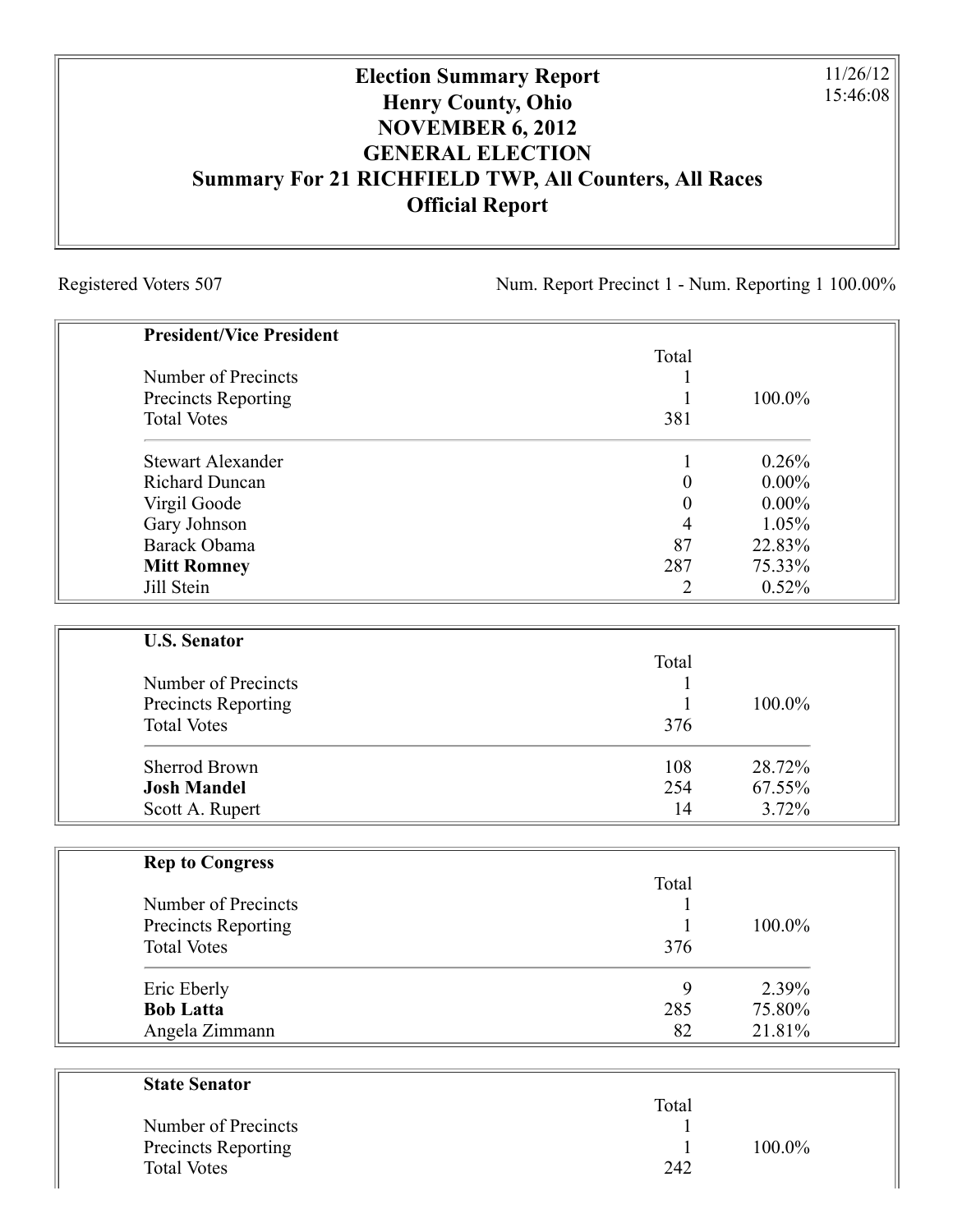# Election Summary Report
## Henry County, Ohio
## NOVEMBER 6, 2012
## GENERAL ELECTION
## Summary For 21 RICHFIELD TWP, All Counters, All Races
## Official Report

11/26/12
15:46:08

Registered Voters 507

Num. Report Precinct 1 - Num. Reporting 1 100.00%

### President/Vice President

| | Total | |
|---|---|---|
| Number of Precincts | 1 | |
| Precincts Reporting | 1 | 100.0% |
| Total Votes | 381 | |
| Stewart Alexander | 1 | 0.26% |
| Richard Duncan | 0 | 0.00% |
| Virgil Goode | 0 | 0.00% |
| Gary Johnson | 4 | 1.05% |
| Barack Obama | 87 | 22.83% |
| **Mitt Romney** | 287 | 75.33% |
| Jill Stein | 2 | 0.52% |

### U.S. Senator

| | Total | |
|---|---|---|
| Number of Precincts | 1 | |
| Precincts Reporting | 1 | 100.0% |
| Total Votes | 376 | |
| Sherrod Brown | 108 | 28.72% |
| **Josh Mandel** | 254 | 67.55% |
| Scott A. Rupert | 14 | 3.72% |

### Rep to Congress

| | Total | |
|---|---|---|
| Number of Precincts | 1 | |
| Precincts Reporting | 1 | 100.0% |
| Total Votes | 376 | |
| Eric Eberly | 9 | 2.39% |
| **Bob Latta** | 285 | 75.80% |
| Angela Zimmann | 82 | 21.81% |

### State Senator

| | Total | |
|---|---|---|
| Number of Precincts | 1 | |
| Precincts Reporting | 1 | 100.0% |
| Total Votes | 242 | |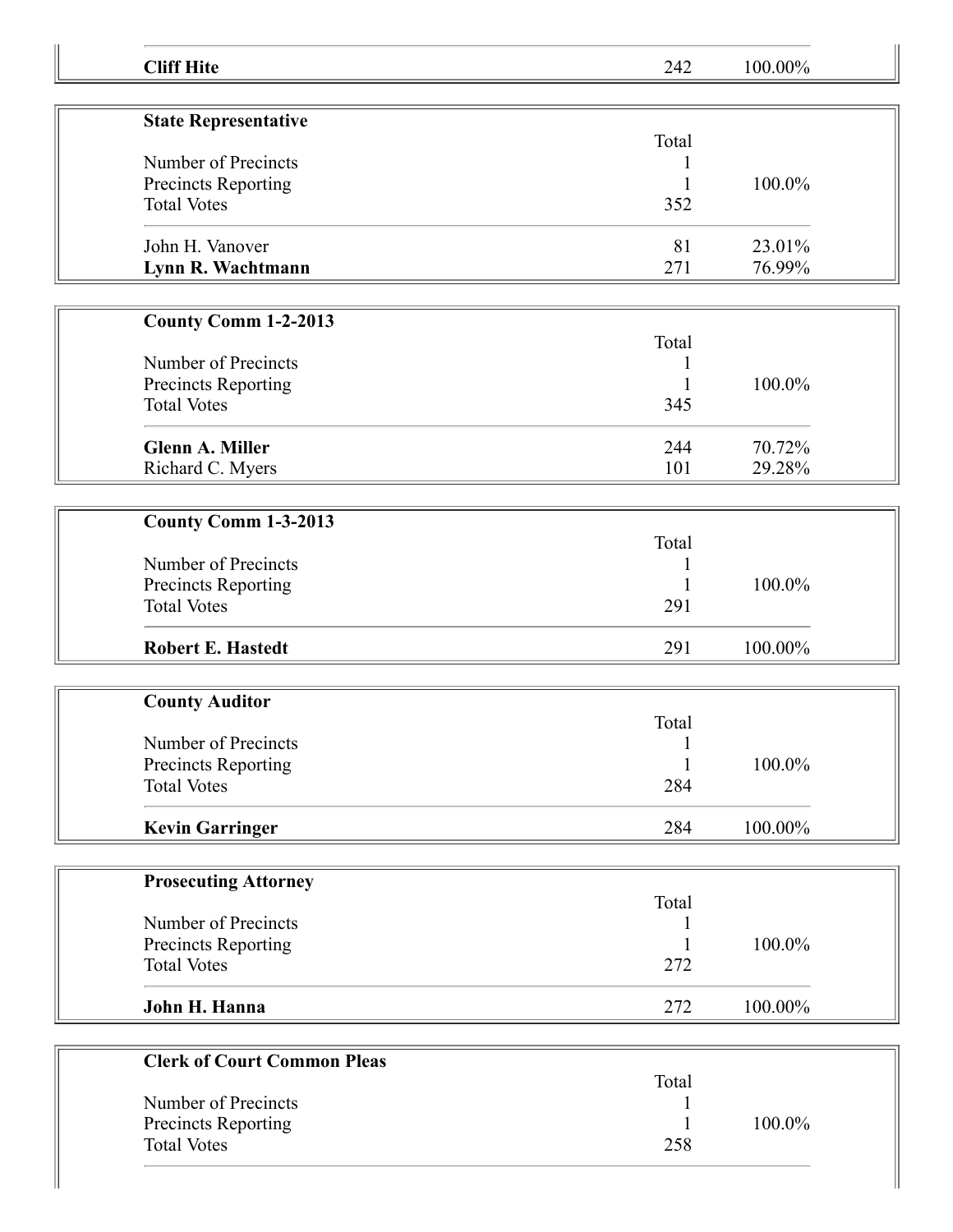| | | |
|---|---|---|
| **Cliff Hite** | 242 | 100.00% |

| **State Representative** | | |
|---|---|---|
| | Total | |
| Number of Precincts | 1 | |
| Precincts Reporting | 1 | 100.0% |
| Total Votes | 352 | |
| John H. Vanover | 81 | 23.01% |
| **Lynn R. Wachtmann** | 271 | 76.99% |

| **County Comm 1-2-2013** | | |
|---|---|---|
| | Total | |
| Number of Precincts | 1 | |
| Precincts Reporting | 1 | 100.0% |
| Total Votes | 345 | |
| **Glenn A. Miller** | 244 | 70.72% |
| Richard C. Myers | 101 | 29.28% |

| **County Comm 1-3-2013** | | |
|---|---|---|
| | Total | |
| Number of Precincts | 1 | |
| Precincts Reporting | 1 | 100.0% |
| Total Votes | 291 | |
| **Robert E. Hastedt** | 291 | 100.00% |

| **County Auditor** | | |
|---|---|---|
| | Total | |
| Number of Precincts | 1 | |
| Precincts Reporting | 1 | 100.0% |
| Total Votes | 284 | |
| **Kevin Garringer** | 284 | 100.00% |

| **Prosecuting Attorney** | | |
|---|---|---|
| | Total | |
| Number of Precincts | 1 | |
| Precincts Reporting | 1 | 100.0% |
| Total Votes | 272 | |
| **John H. Hanna** | 272 | 100.00% |

| **Clerk of Court Common Pleas** | | |
|---|---|---|
| | Total | |
| Number of Precincts | 1 | |
| Precincts Reporting | 1 | 100.0% |
| Total Votes | 258 | |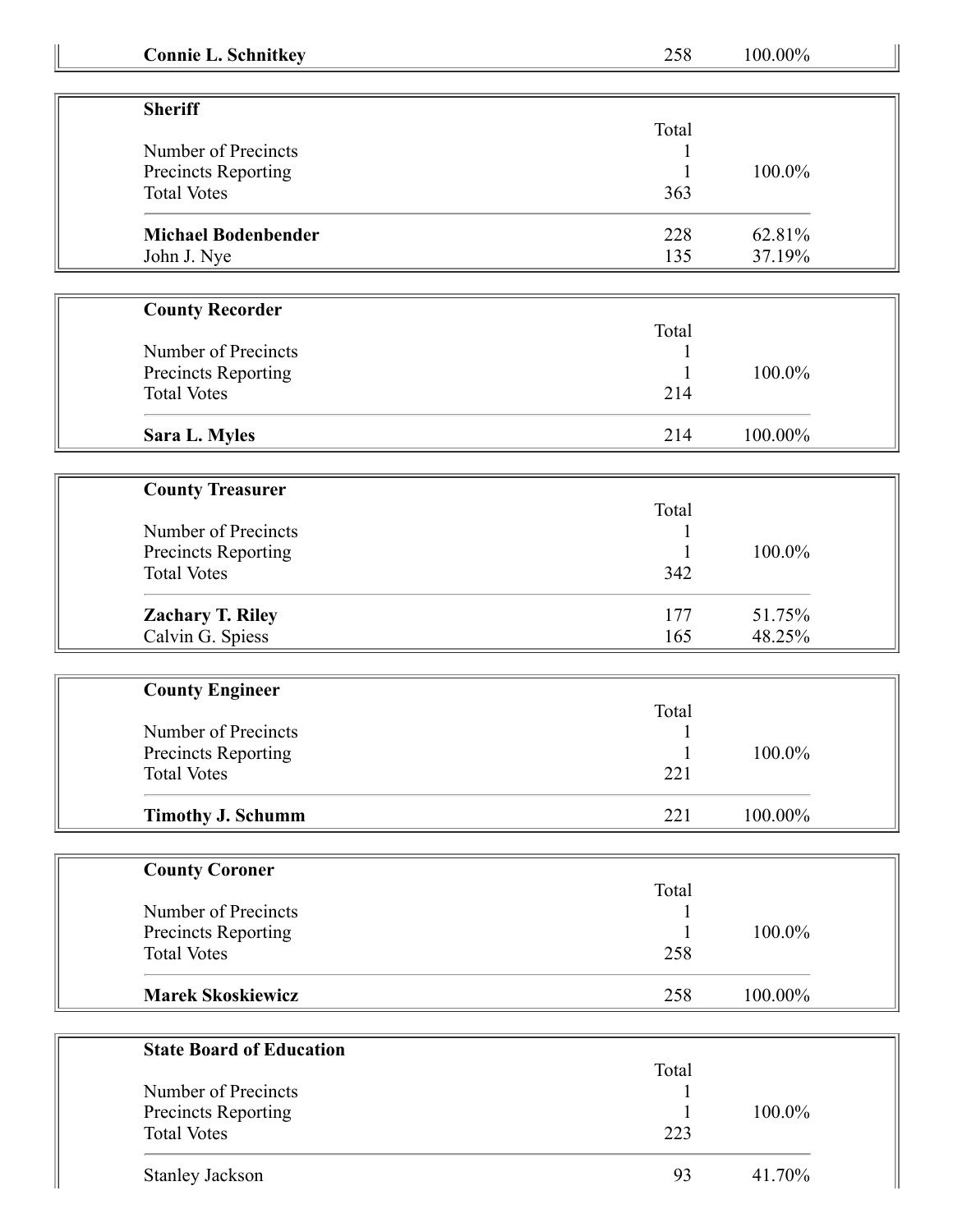| | | |
|---|---|---|
| **Connie L. Schnitkey** | 258 | 100.00% |

### Sheriff

| | Total | |
|---|---|---|
| Number of Precincts | 1 | |
| Precincts Reporting | 1 | 100.0% |
| Total Votes | 363 | |
| **Michael Bodenbender** | 228 | 62.81% |
| John J. Nye | 135 | 37.19% |

### County Recorder

| | Total | |
|---|---|---|
| Number of Precincts | 1 | |
| Precincts Reporting | 1 | 100.0% |
| Total Votes | 214 | |
| **Sara L. Myles** | 214 | 100.00% |

### County Treasurer

| | Total | |
|---|---|---|
| Number of Precincts | 1 | |
| Precincts Reporting | 1 | 100.0% |
| Total Votes | 342 | |
| **Zachary T. Riley** | 177 | 51.75% |
| Calvin G. Spiess | 165 | 48.25% |

### County Engineer

| | Total | |
|---|---|---|
| Number of Precincts | 1 | |
| Precincts Reporting | 1 | 100.0% |
| Total Votes | 221 | |
| **Timothy J. Schumm** | 221 | 100.00% |

### County Coroner

| | Total | |
|---|---|---|
| Number of Precincts | 1 | |
| Precincts Reporting | 1 | 100.0% |
| Total Votes | 258 | |
| **Marek Skoskiewicz** | 258 | 100.00% |

### State Board of Education

| | Total | |
|---|---|---|
| Number of Precincts | 1 | |
| Precincts Reporting | 1 | 100.0% |
| Total Votes | 223 | |
| Stanley Jackson | 93 | 41.70% |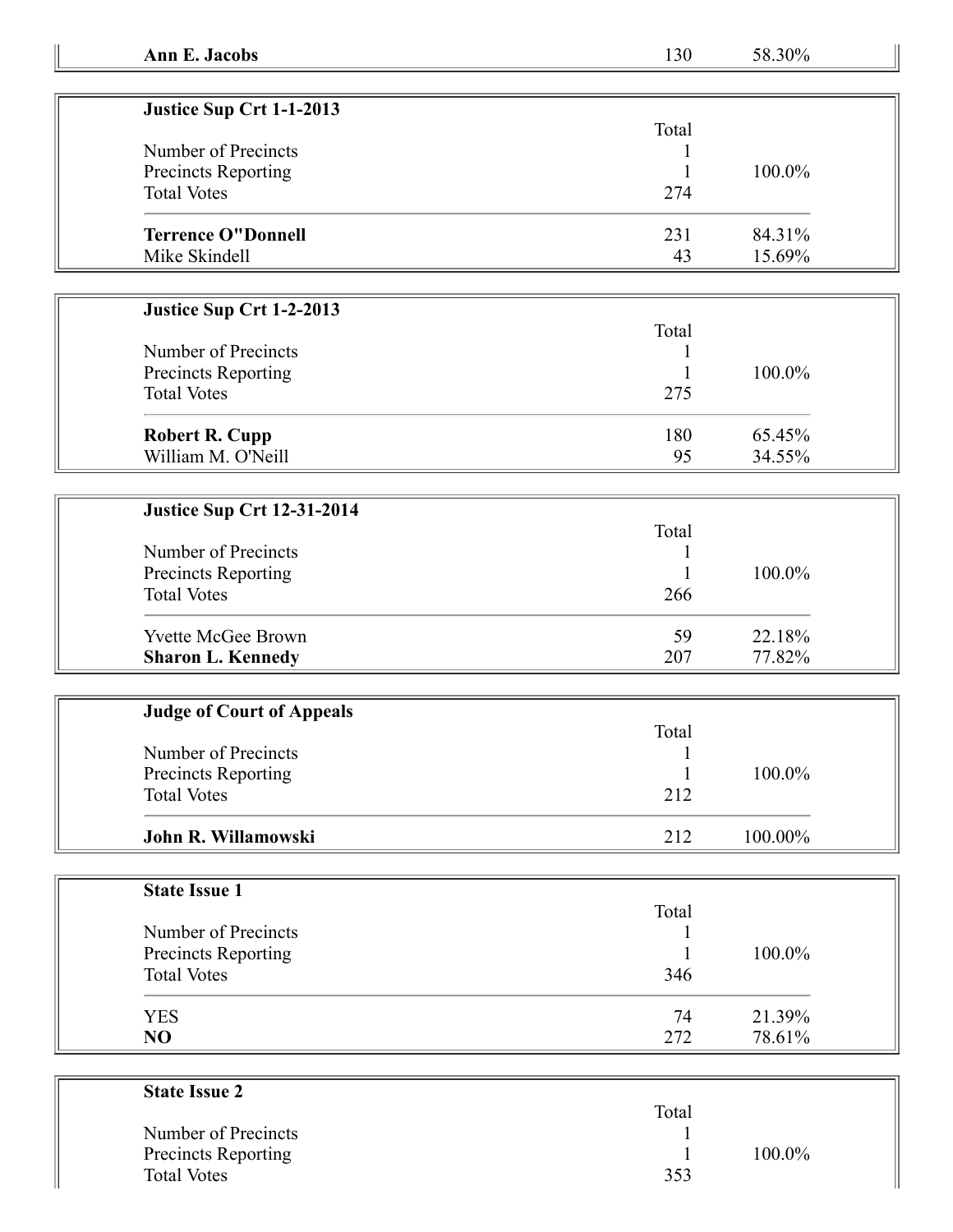| **Ann E. Jacobs** | 130 | 58.30% |
|---|---|---|

| **Justice Sup Crt 1-1-2013** | Total | |
|---|---|---|
| Number of Precincts | 1 | |
| Precincts Reporting | 1 | 100.0% |
| Total Votes | 274 | |
| **Terrence O"Donnell** | 231 | 84.31% |
| Mike Skindell | 43 | 15.69% |

| **Justice Sup Crt 1-2-2013** | Total | |
|---|---|---|
| Number of Precincts | 1 | |
| Precincts Reporting | 1 | 100.0% |
| Total Votes | 275 | |
| **Robert R. Cupp** | 180 | 65.45% |
| William M. O'Neill | 95 | 34.55% |

| **Justice Sup Crt 12-31-2014** | Total | |
|---|---|---|
| Number of Precincts | 1 | |
| Precincts Reporting | 1 | 100.0% |
| Total Votes | 266 | |
| Yvette McGee Brown | 59 | 22.18% |
| **Sharon L. Kennedy** | 207 | 77.82% |

| **Judge of Court of Appeals** | Total | |
|---|---|---|
| Number of Precincts | 1 | |
| Precincts Reporting | 1 | 100.0% |
| Total Votes | 212 | |
| **John R. Willamowski** | 212 | 100.00% |

| **State Issue 1** | Total | |
|---|---|---|
| Number of Precincts | 1 | |
| Precincts Reporting | 1 | 100.0% |
| Total Votes | 346 | |
| YES | 74 | 21.39% |
| **NO** | 272 | 78.61% |

| **State Issue 2** | Total | |
|---|---|---|
| Number of Precincts | 1 | |
| Precincts Reporting | 1 | 100.0% |
| Total Votes | 353 | |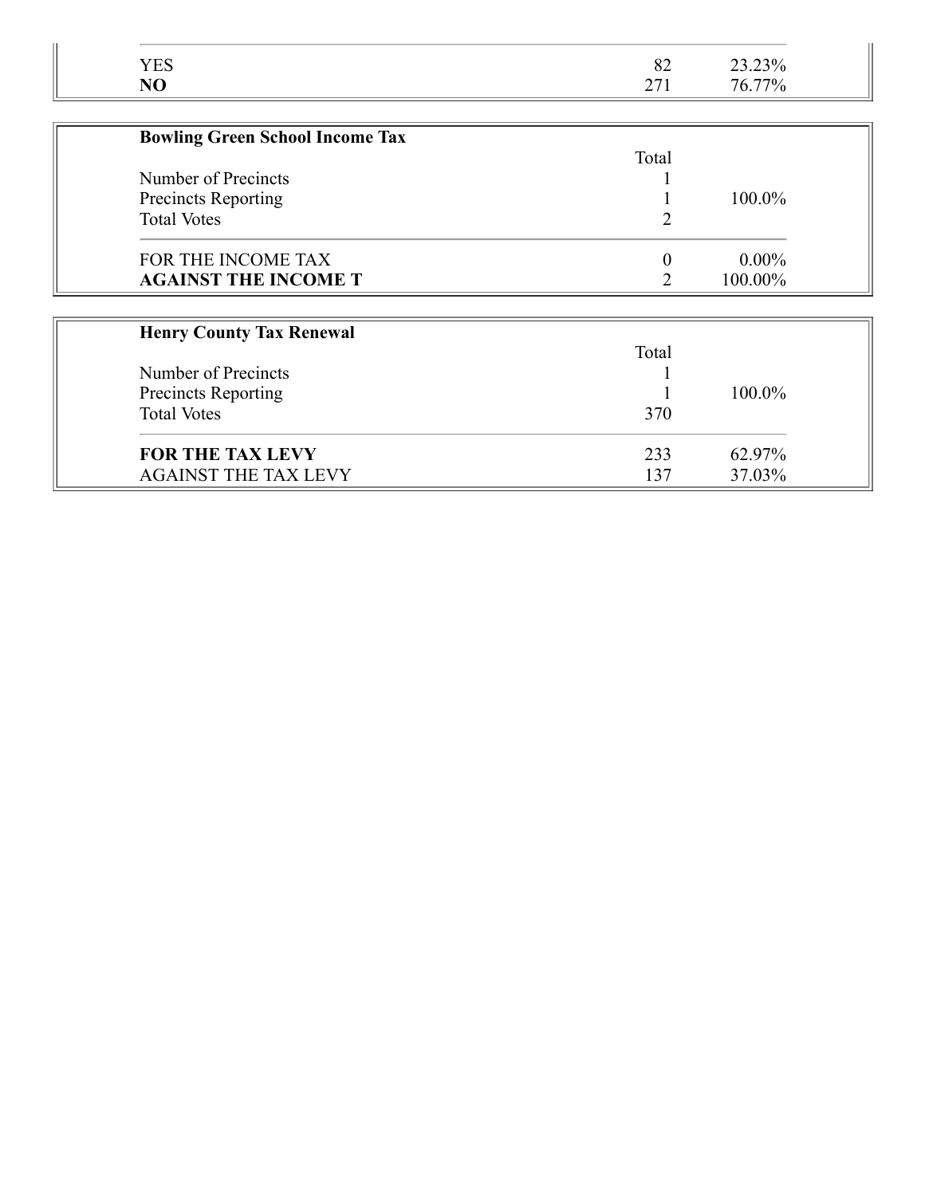| | | |
|---|---|---|
| YES | 82 | 23.23% |
| **NO** | 271 | 76.77% |

**Bowling Green School Income Tax**

| | Total | |
|---|---|---|
| Number of Precincts | 1 | |
| Precincts Reporting | 1 | 100.0% |
| Total Votes | 2 | |
| FOR THE INCOME TAX | 0 | 0.00% |
| **AGAINST THE INCOME T** | 2 | 100.00% |

**Henry County Tax Renewal**

| | Total | |
|---|---|---|
| Number of Precincts | 1 | |
| Precincts Reporting | 1 | 100.0% |
| Total Votes | 370 | |
| **FOR THE TAX LEVY** | 233 | 62.97% |
| AGAINST THE TAX LEVY | 137 | 37.03% |